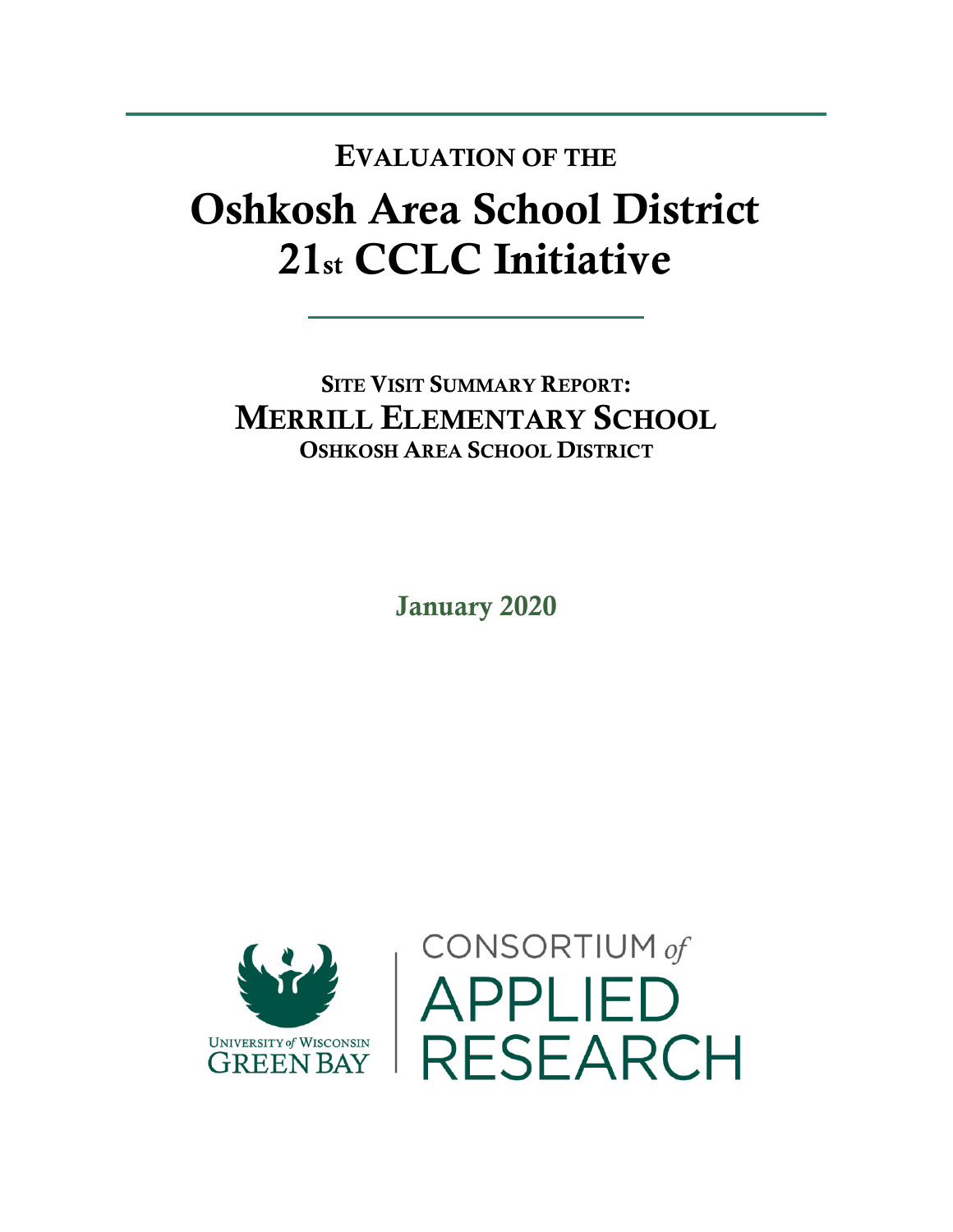# Evaluation of the

# Oshkosh Area School District 21st CCLC Initiative

## Site Visit Summary Report: Merrill Elementary School

### Oshkosh Area School District

**January 2020**

University of Wisconsin Green Bay

Consortium of Applied Research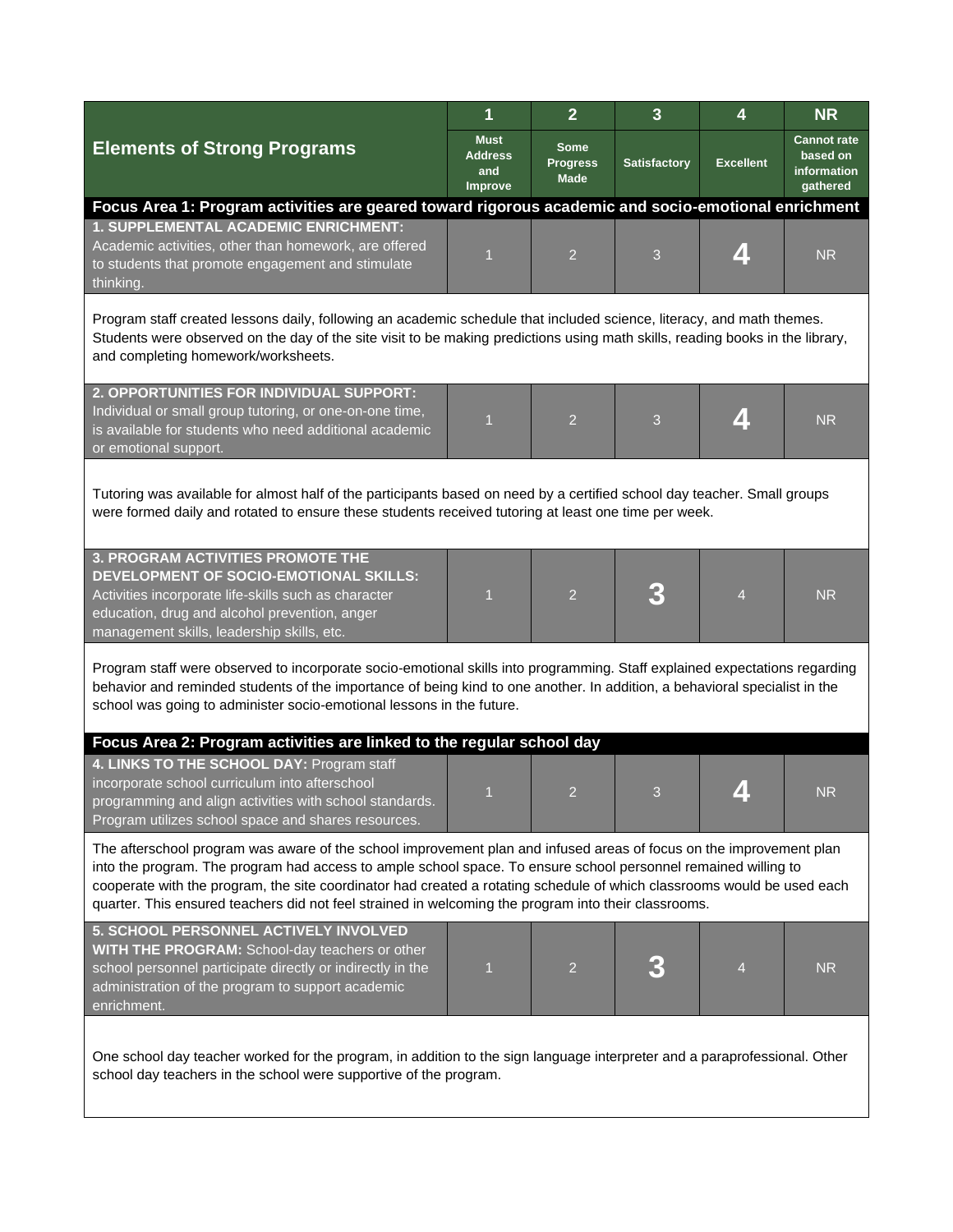| Elements of Strong Programs | 1 Must Address and Improve | 2 Some Progress Made | 3 Satisfactory | 4 Excellent | NR Cannot rate based on information gathered |
|---|---|---|---|---|---|
| **Focus Area 1: Program activities are geared toward rigorous academic and socio-emotional enrichment** | | | | | |
| **1. SUPPLEMENTAL ACADEMIC ENRICHMENT:** Academic activities, other than homework, are offered to students that promote engagement and stimulate thinking. | 1 | 2 | 3 | **4** | NR |
| Program staff created lessons daily, following an academic schedule that included science, literacy, and math themes. Students were observed on the day of the site visit to be making predictions using math skills, reading books in the library, and completing homework/worksheets. | | | | | |
| **2. OPPORTUNITIES FOR INDIVIDUAL SUPPORT:** Individual or small group tutoring, or one-on-one time, is available for students who need additional academic or emotional support. | 1 | 2 | 3 | **4** | NR |
| Tutoring was available for almost half of the participants based on need by a certified school day teacher. Small groups were formed daily and rotated to ensure these students received tutoring at least one time per week. | | | | | |
| **3. PROGRAM ACTIVITIES PROMOTE THE DEVELOPMENT OF SOCIO-EMOTIONAL SKILLS:** Activities incorporate life-skills such as character education, drug and alcohol prevention, anger management skills, leadership skills, etc. | 1 | 2 | **3** | 4 | NR |
| Program staff were observed to incorporate socio-emotional skills into programming. Staff explained expectations regarding behavior and reminded students of the importance of being kind to one another. In addition, a behavioral specialist in the school was going to administer socio-emotional lessons in the future. | | | | | |
| **Focus Area 2: Program activities are linked to the regular school day** | | | | | |
| **4. LINKS TO THE SCHOOL DAY:** Program staff incorporate school curriculum into afterschool programming and align activities with school standards. Program utilizes school space and shares resources. | 1 | 2 | 3 | **4** | NR |
| The afterschool program was aware of the school improvement plan and infused areas of focus on the improvement plan into the program. The program had access to ample school space. To ensure school personnel remained willing to cooperate with the program, the site coordinator had created a rotating schedule of which classrooms would be used each quarter. This ensured teachers did not feel strained in welcoming the program into their classrooms. | | | | | |
| **5. SCHOOL PERSONNEL ACTIVELY INVOLVED WITH THE PROGRAM:** School-day teachers or other school personnel participate directly or indirectly in the administration of the program to support academic enrichment. | 1 | 2 | **3** | 4 | NR |
| One school day teacher worked for the program, in addition to the sign language interpreter and a paraprofessional. Other school day teachers in the school were supportive of the program. | | | | | |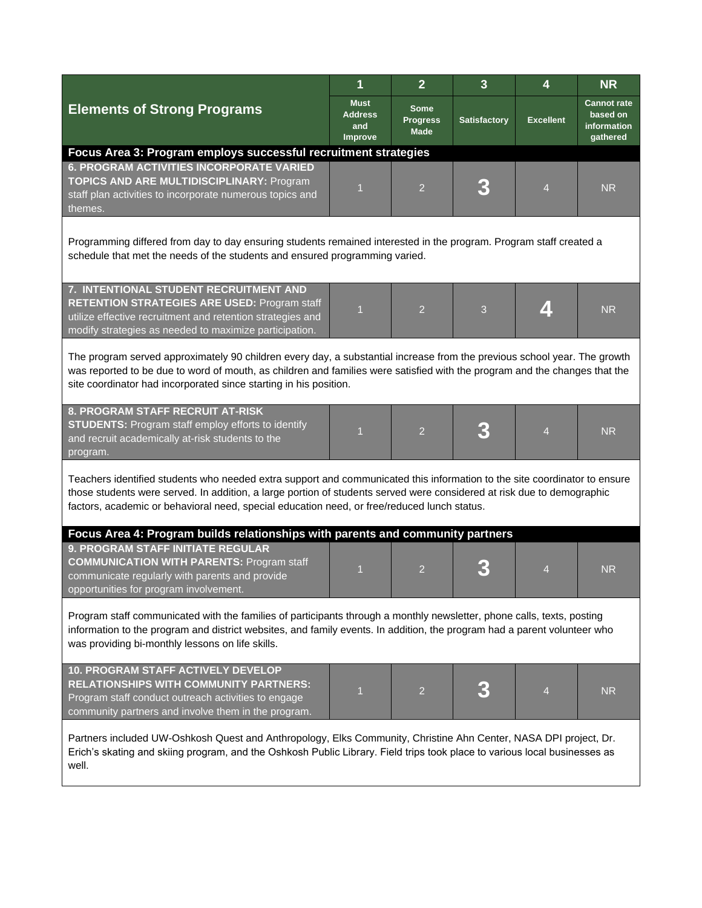| Elements of Strong Programs | 1 Must Address and Improve | 2 Some Progress Made | 3 Satisfactory | 4 Excellent | NR Cannot rate based on information gathered |
|---|---|---|---|---|---|
| **Focus Area 3: Program employs successful recruitment strategies** | | | | | |
| **6. PROGRAM ACTIVITIES INCORPORATE VARIED TOPICS AND ARE MULTIDISCIPLINARY:** Program staff plan activities to incorporate numerous topics and themes. | 1 | 2 | **3** | 4 | NR |
| Programming differed from day to day ensuring students remained interested in the program. Program staff created a schedule that met the needs of the students and ensured programming varied. | | | | | |
| **7. INTENTIONAL STUDENT RECRUITMENT AND RETENTION STRATEGIES ARE USED:** Program staff utilize effective recruitment and retention strategies and modify strategies as needed to maximize participation. | 1 | 2 | 3 | **4** | NR |
| The program served approximately 90 children every day, a substantial increase from the previous school year. The growth was reported to be due to word of mouth, as children and families were satisfied with the program and the changes that the site coordinator had incorporated since starting in his position. | | | | | |
| **8. PROGRAM STAFF RECRUIT AT-RISK STUDENTS:** Program staff employ efforts to identify and recruit academically at-risk students to the program. | 1 | 2 | **3** | 4 | NR |
| Teachers identified students who needed extra support and communicated this information to the site coordinator to ensure those students were served. In addition, a large portion of students served were considered at risk due to demographic factors, academic or behavioral need, special education need, or free/reduced lunch status. | | | | | |
| **Focus Area 4: Program builds relationships with parents and community partners** | | | | | |
| **9. PROGRAM STAFF INITIATE REGULAR COMMUNICATION WITH PARENTS:** Program staff communicate regularly with parents and provide opportunities for program involvement. | 1 | 2 | **3** | 4 | NR |
| Program staff communicated with the families of participants through a monthly newsletter, phone calls, texts, posting information to the program and district websites, and family events. In addition, the program had a parent volunteer who was providing bi-monthly lessons on life skills. | | | | | |
| **10. PROGRAM STAFF ACTIVELY DEVELOP RELATIONSHIPS WITH COMMUNITY PARTNERS:** Program staff conduct outreach activities to engage community partners and involve them in the program. | 1 | 2 | **3** | 4 | NR |
| Partners included UW-Oshkosh Quest and Anthropology, Elks Community, Christine Ahn Center, NASA DPI project, Dr. Erich's skating and skiing program, and the Oshkosh Public Library. Field trips took place to various local businesses as well. | | | | | |